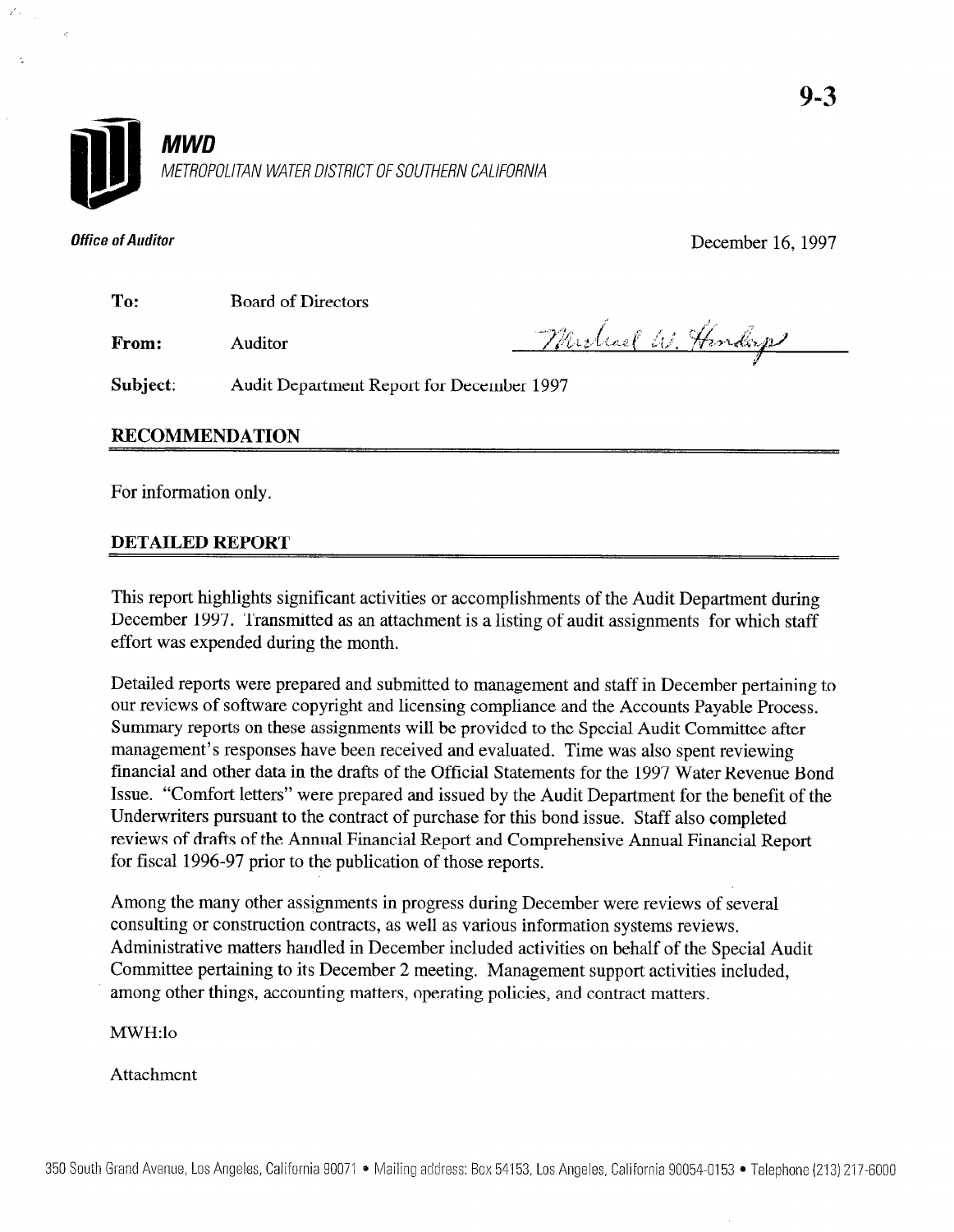9-3

**MWD**

*METROPOLITAN WATER DISTRICT OF SOUTHERN CALIFORNIA*

***Office of Auditor***

December 16, 1997

| | | |
|---|---|---|
| **To:** | Board of Directors | |
| **From:** | Auditor | Michael W. Hendry |
| **Subject:** | Audit Department Report for December 1997 | |

## RECOMMENDATION

For information only.

## DETAILED REPORT

This report highlights significant activities or accomplishments of the Audit Department during December 1997. Transmitted as an attachment is a listing of audit assignments for which staff effort was expended during the month.

Detailed reports were prepared and submitted to management and staff in December pertaining to our reviews of software copyright and licensing compliance and the Accounts Payable Process. Summary reports on these assignments will be provided to the Special Audit Committee after management's responses have been received and evaluated. Time was also spent reviewing financial and other data in the drafts of the Official Statements for the 1997 Water Revenue Bond Issue. "Comfort letters" were prepared and issued by the Audit Department for the benefit of the Underwriters pursuant to the contract of purchase for this bond issue. Staff also completed reviews of drafts of the Annual Financial Report and Comprehensive Annual Financial Report for fiscal 1996-97 prior to the publication of those reports.

Among the many other assignments in progress during December were reviews of several consulting or construction contracts, as well as various information systems reviews. Administrative matters handled in December included activities on behalf of the Special Audit Committee pertaining to its December 2 meeting. Management support activities included, among other things, accounting matters, operating policies, and contract matters.

MWH:lo

Attachment

350 South Grand Avenue, Los Angeles, California 90071 • Mailing address: Box 54153, Los Angeles, California 90054-0153 • Telephone (213) 217-6000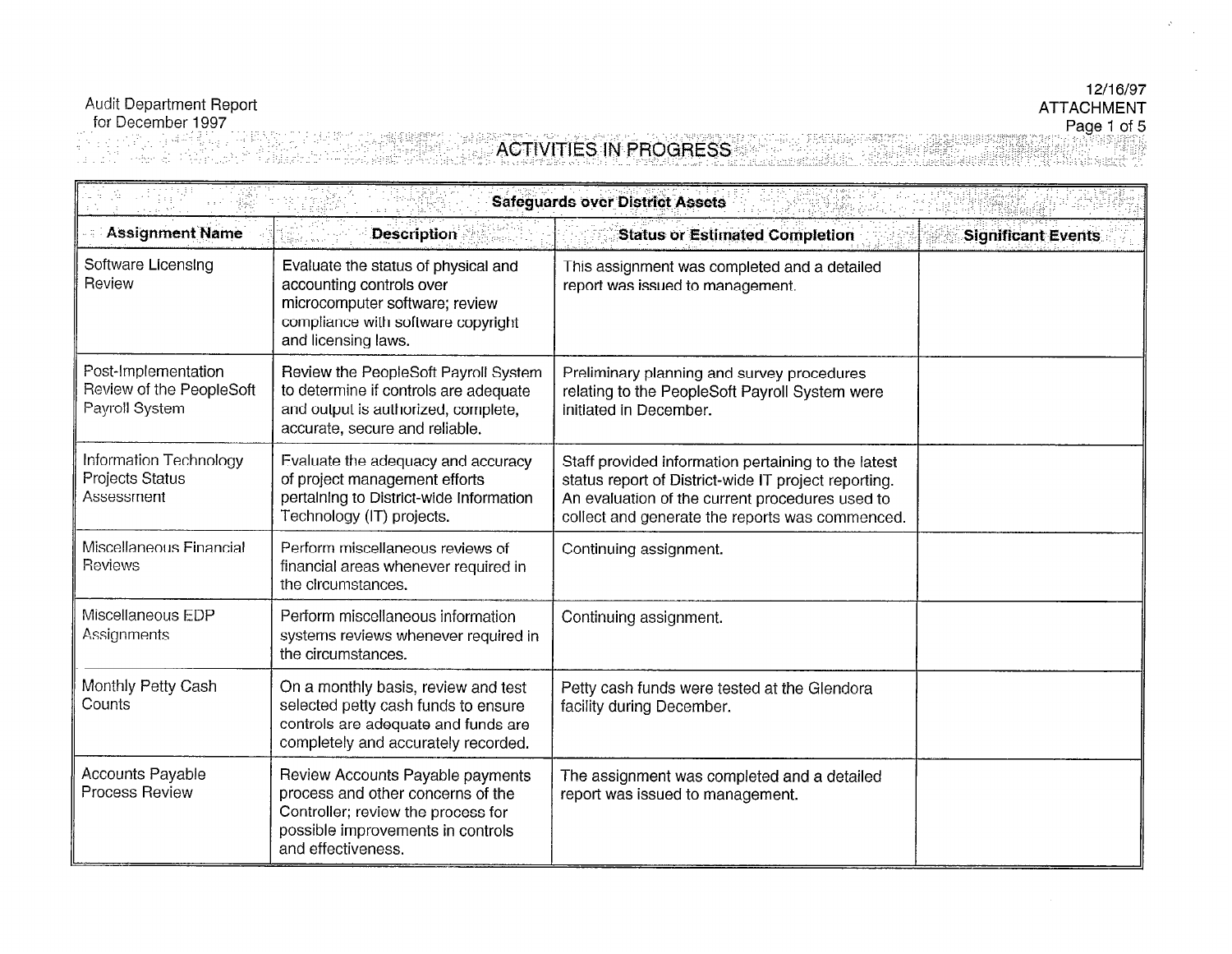Audit Department Report
for December 1997

12/16/97
ATTACHMENT

# ACTIVITIES IN PROGRESS

| Safeguards over District Assets | | | |
|---|---|---|---|
| **Assignment Name** | **Description** | **Status or Estimated Completion** | **Significant Events** |
| Software Licensing Review | Evaluate the status of physical and accounting controls over microcomputer software; review compliance with software copyright and licensing laws. | This assignment was completed and a detailed report was issued to management. | |
| Post-Implementation Review of the PeopleSoft Payroll System | Review the PeopleSoft Payroll System to determine if controls are adequate and output is authorized, complete, accurate, secure and reliable. | Preliminary planning and survey procedures relating to the PeopleSoft Payroll System were initiated in December. | |
| Information Technology Projects Status Assessment | Evaluate the adequacy and accuracy of project management efforts pertaining to District-wide Information Technology (IT) projects. | Staff provided information pertaining to the latest status report of District-wide IT project reporting. An evaluation of the current procedures used to collect and generate the reports was commenced. | |
| Miscellaneous Financial Reviews | Perform miscellaneous reviews of financial areas whenever required in the circumstances. | Continuing assignment. | |
| Miscellaneous EDP Assignments | Perform miscellaneous information systems reviews whenever required in the circumstances. | Continuing assignment. | |
| Monthly Petty Cash Counts | On a monthly basis, review and test selected petty cash funds to ensure controls are adequate and funds are completely and accurately recorded. | Petty cash funds were tested at the Glendora facility during December. | |
| Accounts Payable Process Review | Review Accounts Payable payments process and other concerns of the Controller; review the process for possible improvements in controls and effectiveness. | The assignment was completed and a detailed report was issued to management. | |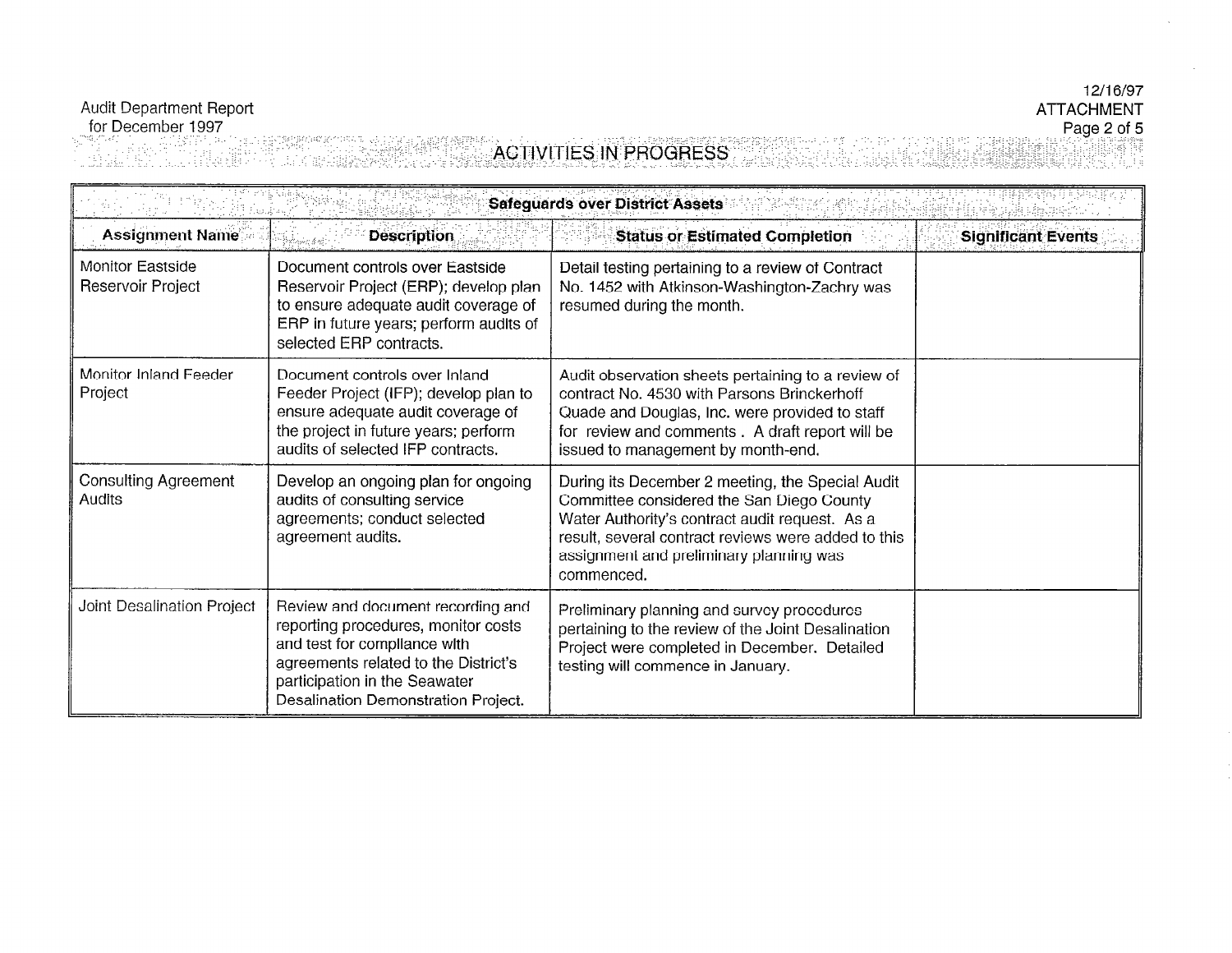Audit Department Report
for December 1997

12/16/97
ATTACHMENT

## ACTIVITIES IN PROGRESS

| Safeguards over District Assets | | | |
|---|---|---|---|
| **Assignment Name** | **Description** | **Status or Estimated Completion** | **Significant Events** |
| Monitor Eastside Reservoir Project | Document controls over Eastside Reservoir Project (ERP); develop plan to ensure adequate audit coverage of ERP in future years; perform audits of selected ERP contracts. | Detail testing pertaining to a review of Contract No. 1452 with Atkinson-Washington-Zachry was resumed during the month. | |
| Monitor Inland Feeder Project | Document controls over Inland Feeder Project (IFP); develop plan to ensure adequate audit coverage of the project in future years; perform audits of selected IFP contracts. | Audit observation sheets pertaining to a review of contract No. 4530 with Parsons Brinckerhoff Quade and Douglas, Inc. were provided to staff for review and comments . A draft report will be issued to management by month-end. | |
| Consulting Agreement Audits | Develop an ongoing plan for ongoing audits of consulting service agreements; conduct selected agreement audits. | During its December 2 meeting, the Special Audit Committee considered the San Diego County Water Authority's contract audit request. As a result, several contract reviews were added to this assignment and preliminary planning was commenced. | |
| Joint Desalination Project | Review and document recording and reporting procedures, monitor costs and test for compliance with agreements related to the District's participation in the Seawater Desalination Demonstration Project. | Preliminary planning and survey procedures pertaining to the review of the Joint Desalination Project were completed in December. Detailed testing will commence in January. | |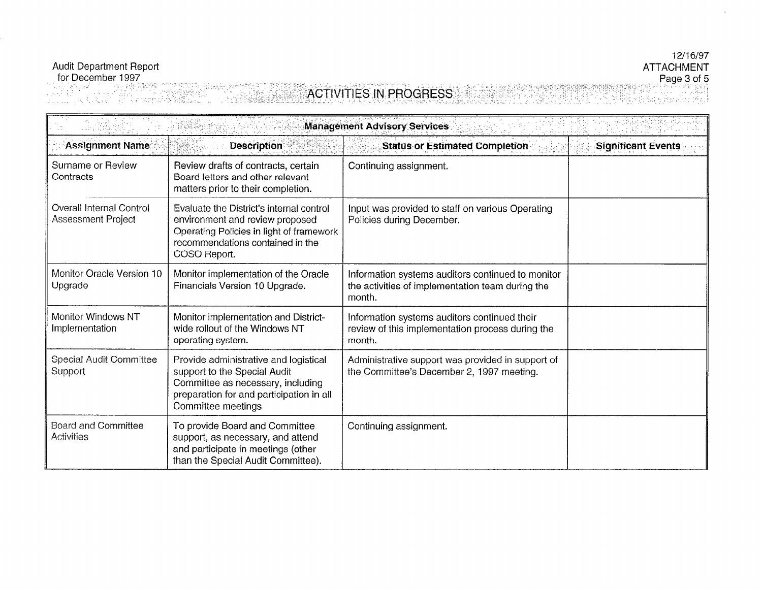Audit Department Report
for December 1997

12/16/97
ATTACHMENT

# ACTIVITIES IN PROGRESS

| Management Advisory Services | | | |
|---|---|---|---|
| **Assignment Name** | **Description** | **Status or Estimated Completion** | **Significant Events** |
| Surname or Review Contracts | Review drafts of contracts, certain Board letters and other relevant matters prior to their completion. | Continuing assignment. | |
| Overall Internal Control Assessment Project | Evaluate the District's internal control environment and review proposed Operating Policies in light of framework recommendations contained in the COSO Report. | Input was provided to staff on various Operating Policies during December. | |
| Monitor Oracle Version 10 Upgrade | Monitor implementation of the Oracle Financials Version 10 Upgrade. | Information systems auditors continued to monitor the activities of implementation team during the month. | |
| Monitor Windows NT Implementation | Monitor implementation and District-wide rollout of the Windows NT operating system. | Information systems auditors continued their review of this implementation process during the month. | |
| Special Audit Committee Support | Provide administrative and logistical support to the Special Audit Committee as necessary, including preparation for and participation in all Committee meetings | Administrative support was provided in support of the Committee's December 2, 1997 meeting. | |
| Board and Committee Activities | To provide Board and Committee support, as necessary, and attend and participate in meetings (other than the Special Audit Committee). | Continuing assignment. | |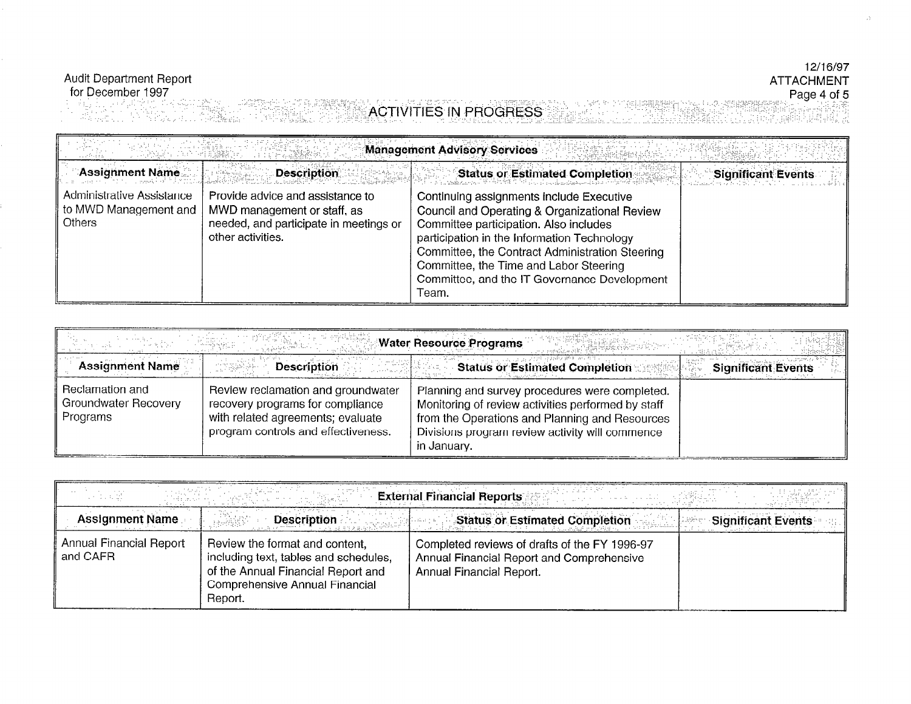Audit Department Report
for December 1997

12/16/97
ATTACHMENT
Page 4 of 5

# ACTIVITIES IN PROGRESS

| Management Advisory Services | | | |
|---|---|---|---|
| **Assignment Name** | **Description** | **Status or Estimated Completion** | **Significant Events** |
| Administrative Assistance to MWD Management and Others | Provide advice and assistance to MWD management or staff, as needed, and participate in meetings or other activities. | Continuing assignments include Executive Council and Operating & Organizational Review Committee participation. Also includes participation in the Information Technology Committee, the Contract Administration Steering Committee, the Time and Labor Steering Committee, and the IT Governance Development Team. | |

| Water Resource Programs | | | |
|---|---|---|---|
| **Assignment Name** | **Description** | **Status or Estimated Completion** | **Significant Events** |
| Reclamation and Groundwater Recovery Programs | Review reclamation and groundwater recovery programs for compliance with related agreements; evaluate program controls and effectiveness. | Planning and survey procedures were completed. Monitoring of review activities performed by staff from the Operations and Planning and Resources Divisions program review activity will commence in January. | |

| External Financial Reports | | | |
|---|---|---|---|
| **Assignment Name** | **Description** | **Status or Estimated Completion** | **Significant Events** |
| Annual Financial Report and CAFR | Review the format and content, including text, tables and schedules, of the Annual Financial Report and Comprehensive Annual Financial Report. | Completed reviews of drafts of the FY 1996-97 Annual Financial Report and Comprehensive Annual Financial Report. | |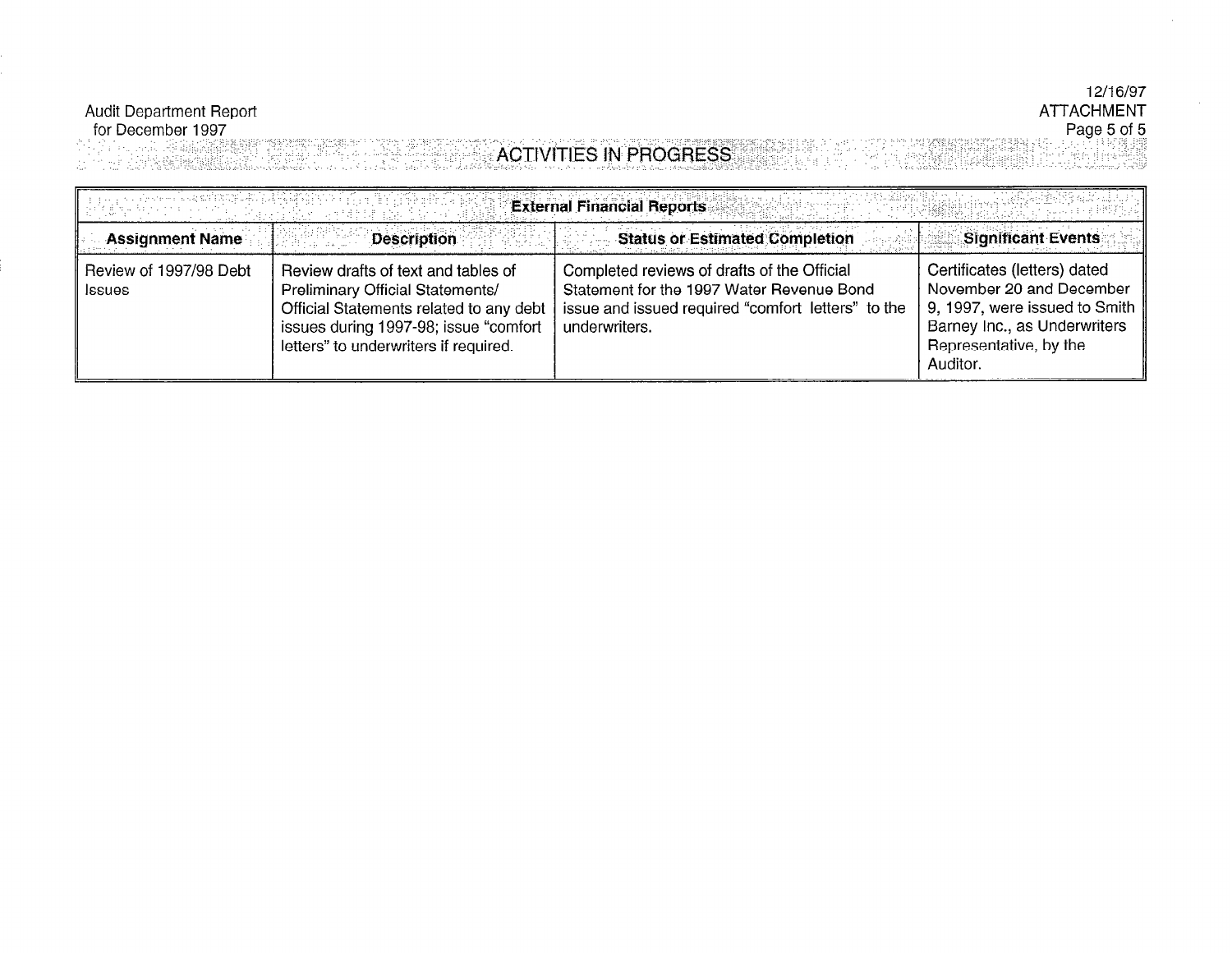## ACTIVITIES IN PROGRESS

| External Financial Reports | | | |
|---|---|---|---|
| **Assignment Name** | **Description** | **Status or Estimated Completion** | **Significant Events** |
| Review of 1997/98 Debt Issues | Review drafts of text and tables of Preliminary Official Statements/ Official Statements related to any debt issues during 1997-98; issue "comfort letters" to underwriters if required. | Completed reviews of drafts of the Official Statement for the 1997 Water Revenue Bond issue and issued required "comfort letters" to the underwriters. | Certificates (letters) dated November 20 and December 9, 1997, were issued to Smith Barney Inc., as Underwriters Representative, by the Auditor. |